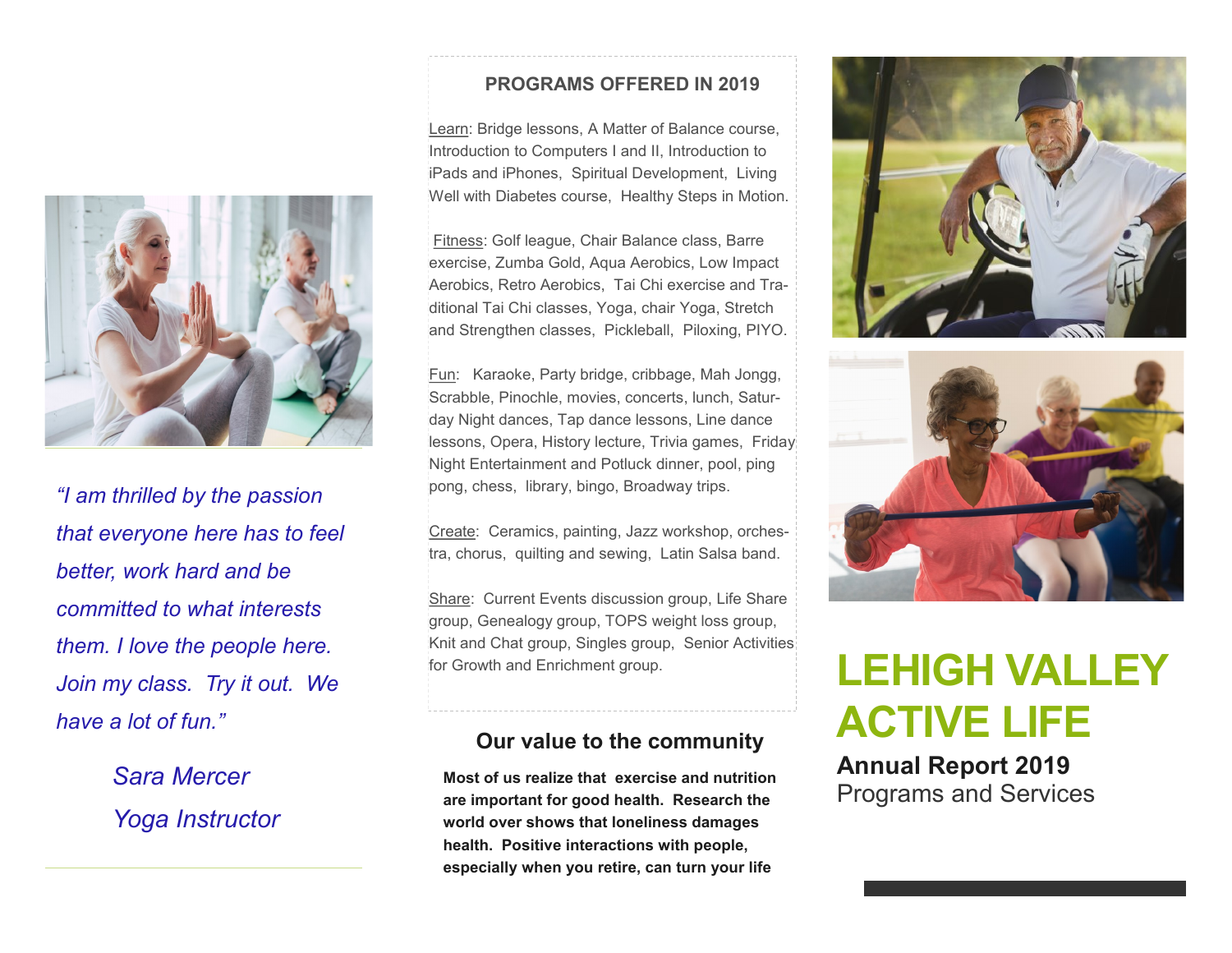# LEHIGH VALLEY ACTIVE LIFE

**Annual Report 2019**

Programs and Services

*"I am thrilled by the passion that everyone here has to feel better, work hard and be committed to what interests them. I love the people here. Join my class. Try it out. We have a lot of fun."*

*Sara Mercer*

*Yoga Instructor*

## PROGRAMS OFFERED IN 2019

Learn: Bridge lessons, A Matter of Balance course, Introduction to Computers I and II, Introduction to iPads and iPhones, Spiritual Development, Living Well with Diabetes course, Healthy Steps in Motion.

Fitness: Golf league, Chair Balance class, Barre exercise, Zumba Gold, Aqua Aerobics, Low Impact Aerobics, Retro Aerobics, Tai Chi exercise and Traditional Tai Chi classes, Yoga, chair Yoga, Stretch and Strengthen classes, Pickleball, Piloxing, PIYO.

Fun: Karaoke, Party bridge, cribbage, Mah Jongg, Scrabble, Pinochle, movies, concerts, lunch, Saturday Night dances, Tap dance lessons, Line dance lessons, Opera, History lecture, Trivia games, Friday Night Entertainment and Potluck dinner, pool, ping pong, chess, library, bingo, Broadway trips.

Create: Ceramics, painting, Jazz workshop, orchestra, chorus, quilting and sewing, Latin Salsa band.

Share: Current Events discussion group, Life Share group, Genealogy group, TOPS weight loss group, Knit and Chat group, Singles group, Senior Activities for Growth and Enrichment group.

## Our value to the community

**Most of us realize that exercise and nutrition are important for good health. Research the world over shows that loneliness damages health. Positive interactions with people, especially when you retire, can turn your life**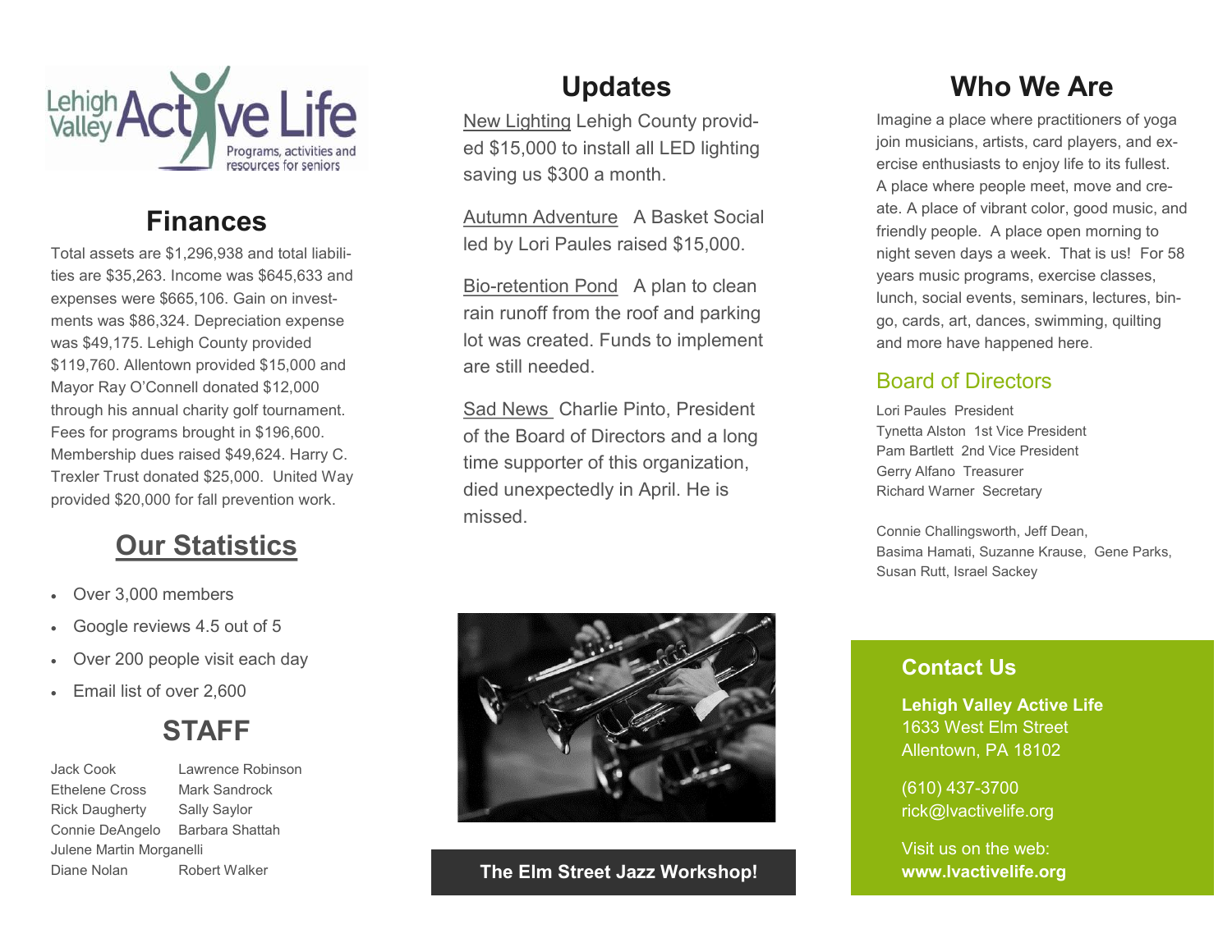Lehigh Valley Active Life
Programs, activities and resources for seniors

## Finances

Total assets are $1,296,938 and total liabilities are $35,263. Income was $645,633 and expenses were $665,106. Gain on investments was $86,324. Depreciation expense was $49,175. Lehigh County provided $119,760. Allentown provided $15,000 and Mayor Ray O'Connell donated $12,000 through his annual charity golf tournament. Fees for programs brought in $196,600. Membership dues raised $49,624. Harry C. Trexler Trust donated $25,000. United Way provided $20,000 for fall prevention work.

## Our Statistics

- Over 3,000 members
- Google reviews 4.5 out of 5
- Over 200 people visit each day
- Email list of over 2,600

## STAFF

| | |
|---|---|
| Jack Cook | Lawrence Robinson |
| Ethelene Cross | Mark Sandrock |
| Rick Daugherty | Sally Saylor |
| Connie DeAngelo | Barbara Shattah |
| Julene Martin Morganelli | |
| Diane Nolan | Robert Walker |

## Updates

New Lighting Lehigh County provided $15,000 to install all LED lighting saving us $300 a month.

Autumn Adventure A Basket Social led by Lori Paules raised $15,000.

Bio-retention Pond A plan to clean rain runoff from the roof and parking lot was created. Funds to implement are still needed.

Sad News Charlie Pinto, President of the Board of Directors and a long time supporter of this organization, died unexpectedly in April. He is missed.

**The Elm Street Jazz Workshop!**

## Who We Are

Imagine a place where practitioners of yoga join musicians, artists, card players, and exercise enthusiasts to enjoy life to its fullest. A place where people meet, move and create. A place of vibrant color, good music, and friendly people. A place open morning to night seven days a week. That is us! For 58 years music programs, exercise classes, lunch, social events, seminars, lectures, bingo, cards, art, dances, swimming, quilting and more have happened here.

### Board of Directors

Lori Paules President
Tynetta Alston 1st Vice President
Pam Bartlett 2nd Vice President
Gerry Alfano Treasurer
Richard Warner Secretary

Connie Challingsworth, Jeff Dean, Basima Hamati, Suzanne Krause, Gene Parks, Susan Rutt, Israel Sackey

### Contact Us

**Lehigh Valley Active Life**
1633 West Elm Street
Allentown, PA 18102

(610) 437-3700
rick@lvactivelife.org

Visit us on the web:
**www.lvactivelife.org**